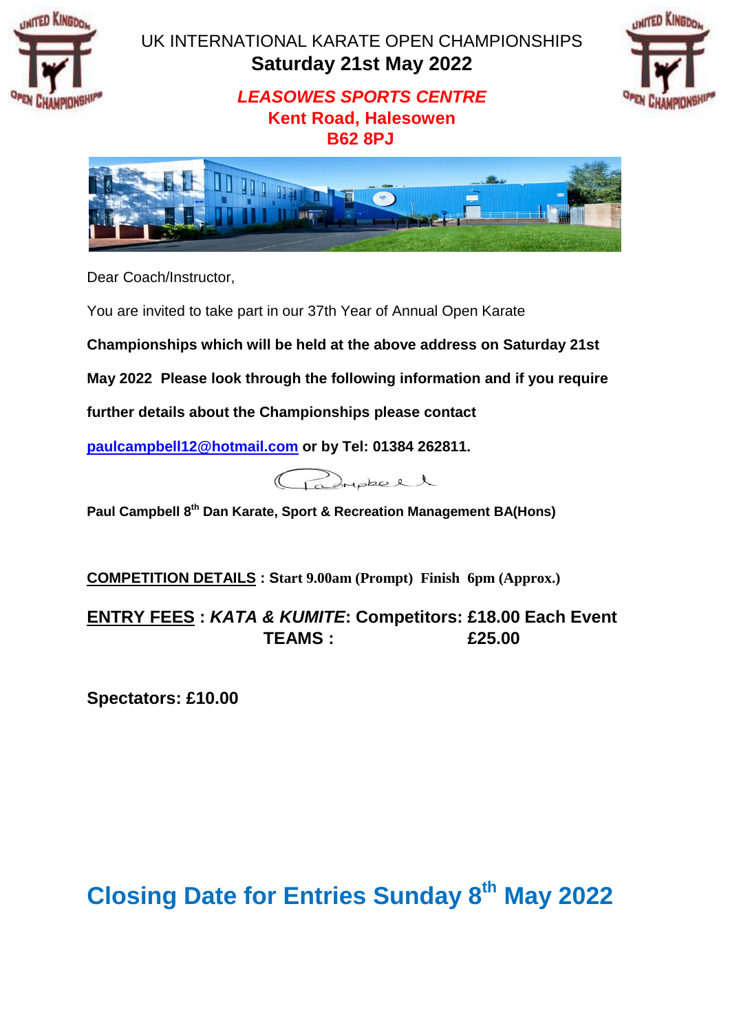# UK INTERNATIONAL KARATE OPEN CHAMPIONSHIPS

## Saturday 21st May 2022

***LEASOWES SPORTS CENTRE***

**Kent Road, Halesowen**

**B62 8PJ**

Dear Coach/Instructor,

You are invited to take part in our 37th Year of Annual Open Karate **Championships which will be held at the above address on Saturday 21st May 2022 Please look through the following information and if you require further details about the Championships please contact [paulcampbell12@hotmail.com](mailto:paulcampbell12@hotmail.com) or by Tel: 01384 262811.**

**Paul Campbell 8th Dan Karate, Sport & Recreation Management BA(Hons)**

**COMPETITION DETAILS : Start 9.00am (Prompt) Finish 6pm (Approx.)**

**ENTRY FEES : *KATA & KUMITE*: Competitors: £18.00 Each Event**

**TEAMS : £25.00**

**Spectators: £10.00**

## Closing Date for Entries Sunday 8th May 2022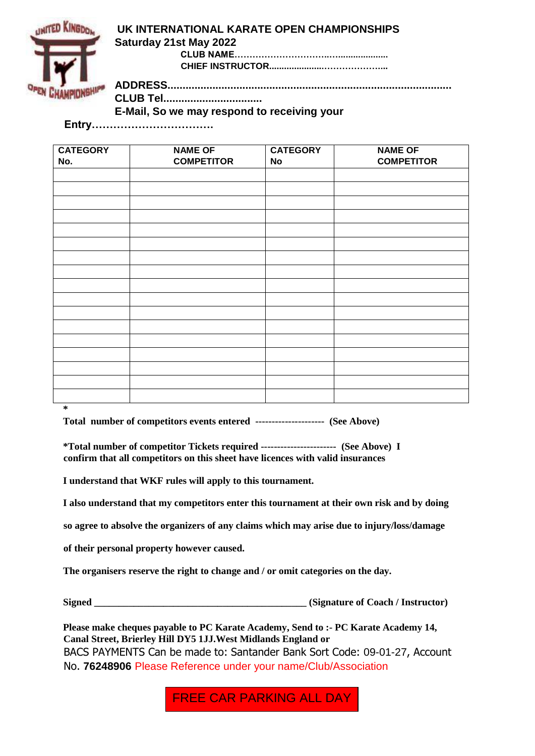# UK INTERNATIONAL KARATE OPEN CHAMPIONSHIPS

**Saturday 21st May 2022**

**CLUB NAME……………………………..…..................**

**CHIEF INSTRUCTOR.....................…………………...**

**ADDRESS...........................................................................................**

**CLUB Tel................................**

**E-Mail, So we may respond to receiving your Entry…………………………….**

| CATEGORY No. | NAME OF COMPETITOR | CATEGORY No | NAME OF COMPETITOR |
|---|---|---|---|
| | | | |
| | | | |
| | | | |
| | | | |
| | | | |
| | | | |
| | | | |
| | | | |
| | | | |
| | | | |
| | | | |
| | | | |
| | | | |
| | | | |
| | | | |
| | | | |
| | | | |

**\***

**Total number of competitors events entered -------------------- (See Above)**

**\*Total number of competitor Tickets required ---------------------- (See Above) I confirm that all competitors on this sheet have licences with valid insurances**

**I understand that WKF rules will apply to this tournament.**

**I also understand that my competitors enter this tournament at their own risk and by doing so agree to absolve the organizers of any claims which may arise due to injury/loss/damage of their personal property however caused.**

**The organisers reserve the right to change and / or omit categories on the day.**

**Signed ________________________________________ (Signature of Coach / Instructor)**

**Please make cheques payable to PC Karate Academy, Send to :- PC Karate Academy 14, Canal Street, Brierley Hill DY5 1JJ.West Midlands England or**

BACS PAYMENTS Can be made to: Santander Bank Sort Code: 09-01-27, Account No. **76248906** Please Reference under your name/Club/Association

FREE CAR PARKING ALL DAY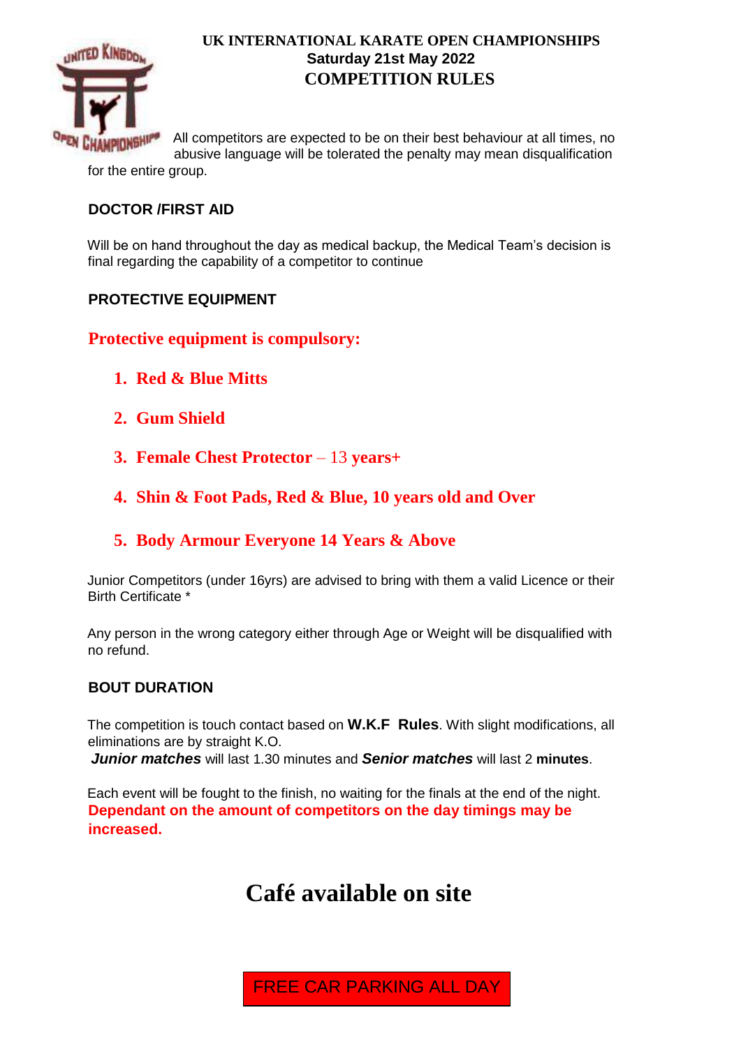# UK INTERNATIONAL KARATE OPEN CHAMPIONSHIPS
**Saturday 21st May 2022**
## COMPETITION RULES

All competitors are expected to be on their best behaviour at all times, no abusive language will be tolerated the penalty may mean disqualification for the entire group.

### DOCTOR /FIRST AID

Will be on hand throughout the day as medical backup, the Medical Team's decision is final regarding the capability of a competitor to continue

### PROTECTIVE EQUIPMENT

**Protective equipment is compulsory:**

1. **Red & Blue Mitts**
2. **Gum Shield**
3. **Female Chest Protector** – 13 **years+**
4. **Shin & Foot Pads, Red & Blue, 10 years old and Over**
5. **Body Armour Everyone 14 Years & Above**

Junior Competitors (under 16yrs) are advised to bring with them a valid Licence or their Birth Certificate *

Any person in the wrong category either through Age or Weight will be disqualified with no refund.

### BOUT DURATION

The competition is touch contact based on **W.K.F Rules**. With slight modifications, all eliminations are by straight K.O.
***Junior matches*** will last 1.30 minutes and ***Senior matches*** will last 2 **minutes**.

Each event will be fought to the finish, no waiting for the finals at the end of the night.
**Dependant on the amount of competitors on the day timings may be increased.**

# Café available on site

FREE CAR PARKING ALL DAY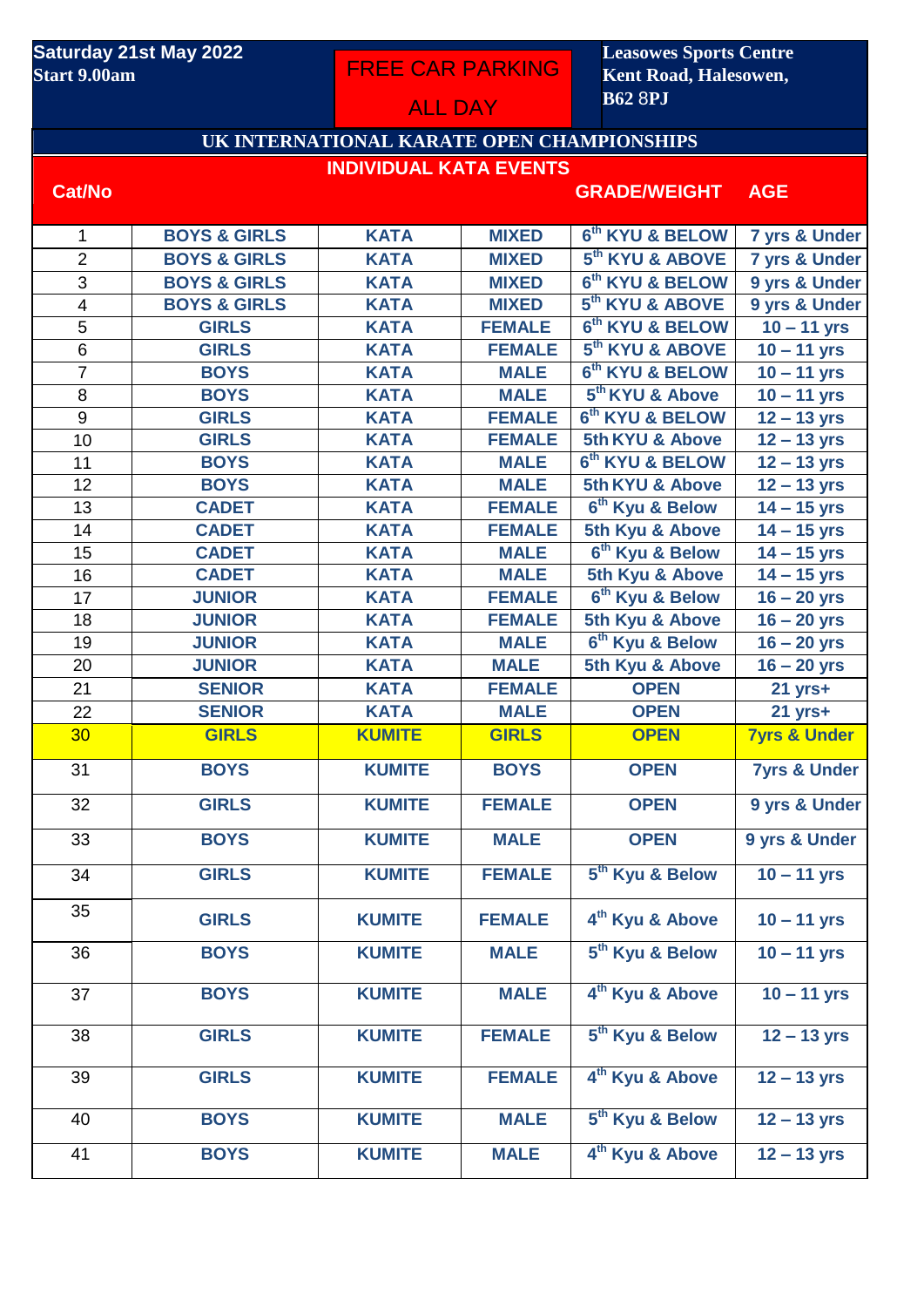**Saturday 21st May 2022**
**Start 9.00am**

FREE CAR PARKING

ALL DAY

**Leasowes Sports Centre**
**Kent Road, Halesowen,**
**B62 8PJ**

## UK INTERNATIONAL KARATE OPEN CHAMPIONSHIPS

### INDIVIDUAL KATA EVENTS

| Cat/No | | | | GRADE/WEIGHT | AGE |
|---|---|---|---|---|---|
| 1 | BOYS & GIRLS | KATA | MIXED | 6th KYU & BELOW | 7 yrs & Under |
| 2 | BOYS & GIRLS | KATA | MIXED | 5th KYU & ABOVE | 7 yrs & Under |
| 3 | BOYS & GIRLS | KATA | MIXED | 6th KYU & BELOW | 9 yrs & Under |
| 4 | BOYS & GIRLS | KATA | MIXED | 5th KYU & ABOVE | 9 yrs & Under |
| 5 | GIRLS | KATA | FEMALE | 6th KYU & BELOW | 10 – 11 yrs |
| 6 | GIRLS | KATA | FEMALE | 5th KYU & ABOVE | 10 – 11 yrs |
| 7 | BOYS | KATA | MALE | 6th KYU & BELOW | 10 – 11 yrs |
| 8 | BOYS | KATA | MALE | 5th KYU & Above | 10 – 11 yrs |
| 9 | GIRLS | KATA | FEMALE | 6th KYU & BELOW | 12 – 13 yrs |
| 10 | GIRLS | KATA | FEMALE | 5th KYU & Above | 12 – 13 yrs |
| 11 | BOYS | KATA | MALE | 6th KYU & BELOW | 12 – 13 yrs |
| 12 | BOYS | KATA | MALE | 5th KYU & Above | 12 – 13 yrs |
| 13 | CADET | KATA | FEMALE | 6th Kyu & Below | 14 – 15 yrs |
| 14 | CADET | KATA | FEMALE | 5th Kyu & Above | 14 – 15 yrs |
| 15 | CADET | KATA | MALE | 6th Kyu & Below | 14 – 15 yrs |
| 16 | CADET | KATA | MALE | 5th Kyu & Above | 14 – 15 yrs |
| 17 | JUNIOR | KATA | FEMALE | 6th Kyu & Below | 16 – 20 yrs |
| 18 | JUNIOR | KATA | FEMALE | 5th Kyu & Above | 16 – 20 yrs |
| 19 | JUNIOR | KATA | MALE | 6th Kyu & Below | 16 – 20 yrs |
| 20 | JUNIOR | KATA | MALE | 5th Kyu & Above | 16 – 20 yrs |
| 21 | SENIOR | KATA | FEMALE | OPEN | 21 yrs+ |
| 22 | SENIOR | KATA | MALE | OPEN | 21 yrs+ |
| 30 | GIRLS | KUMITE | GIRLS | OPEN | 7yrs & Under |
| 31 | BOYS | KUMITE | BOYS | OPEN | 7yrs & Under |
| 32 | GIRLS | KUMITE | FEMALE | OPEN | 9 yrs & Under |
| 33 | BOYS | KUMITE | MALE | OPEN | 9 yrs & Under |
| 34 | GIRLS | KUMITE | FEMALE | 5th Kyu & Below | 10 – 11 yrs |
| 35 | GIRLS | KUMITE | FEMALE | 4th Kyu & Above | 10 – 11 yrs |
| 36 | BOYS | KUMITE | MALE | 5th Kyu & Below | 10 – 11 yrs |
| 37 | BOYS | KUMITE | MALE | 4th Kyu & Above | 10 – 11 yrs |
| 38 | GIRLS | KUMITE | FEMALE | 5th Kyu & Below | 12 – 13 yrs |
| 39 | GIRLS | KUMITE | FEMALE | 4th Kyu & Above | 12 – 13 yrs |
| 40 | BOYS | KUMITE | MALE | 5th Kyu & Below | 12 – 13 yrs |
| 41 | BOYS | KUMITE | MALE | 4th Kyu & Above | 12 – 13 yrs |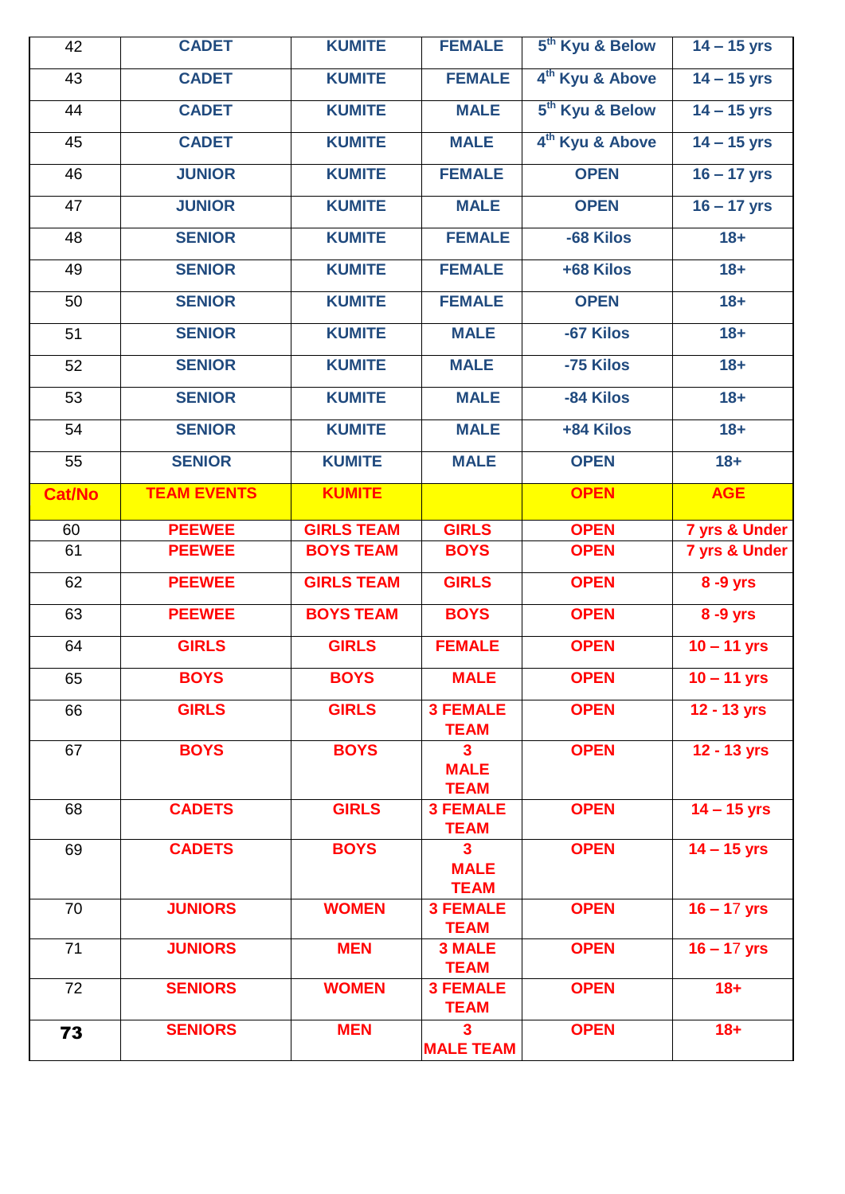| 42 | CADET | KUMITE | FEMALE | 5th Kyu & Below | 14 – 15 yrs |
|---|---|---|---|---|---|
| 43 | CADET | KUMITE | FEMALE | 4th Kyu & Above | 14 – 15 yrs |
| 44 | CADET | KUMITE | MALE | 5th Kyu & Below | 14 – 15 yrs |
| 45 | CADET | KUMITE | MALE | 4th Kyu & Above | 14 – 15 yrs |
| 46 | JUNIOR | KUMITE | FEMALE | OPEN | 16 – 17 yrs |
| 47 | JUNIOR | KUMITE | MALE | OPEN | 16 – 17 yrs |
| 48 | SENIOR | KUMITE | FEMALE | -68 Kilos | 18+ |
| 49 | SENIOR | KUMITE | FEMALE | +68 Kilos | 18+ |
| 50 | SENIOR | KUMITE | FEMALE | OPEN | 18+ |
| 51 | SENIOR | KUMITE | MALE | -67 Kilos | 18+ |
| 52 | SENIOR | KUMITE | MALE | -75 Kilos | 18+ |
| 53 | SENIOR | KUMITE | MALE | -84 Kilos | 18+ |
| 54 | SENIOR | KUMITE | MALE | +84 Kilos | 18+ |
| 55 | SENIOR | KUMITE | MALE | OPEN | 18+ |
| **Cat/No** | **TEAM EVENTS** | **KUMITE** | | **OPEN** | **AGE** |
| 60 | PEEWEE | GIRLS TEAM | GIRLS | OPEN | 7 yrs & Under |
| 61 | PEEWEE | BOYS TEAM | BOYS | OPEN | 7 yrs & Under |
| 62 | PEEWEE | GIRLS TEAM | GIRLS | OPEN | 8 -9 yrs |
| 63 | PEEWEE | BOYS TEAM | BOYS | OPEN | 8 -9 yrs |
| 64 | GIRLS | GIRLS | FEMALE | OPEN | 10 – 11 yrs |
| 65 | BOYS | BOYS | MALE | OPEN | 10 – 11 yrs |
| 66 | GIRLS | GIRLS | 3 FEMALE TEAM | OPEN | 12 - 13 yrs |
| 67 | BOYS | BOYS | 3 MALE TEAM | OPEN | 12 - 13 yrs |
| 68 | CADETS | GIRLS | 3 FEMALE TEAM | OPEN | 14 – 15 yrs |
| 69 | CADETS | BOYS | 3 MALE TEAM | OPEN | 14 – 15 yrs |
| 70 | JUNIORS | WOMEN | 3 FEMALE TEAM | OPEN | 16 – 17 yrs |
| 71 | JUNIORS | MEN | 3 MALE TEAM | OPEN | 16 – 17 yrs |
| 72 | SENIORS | WOMEN | 3 FEMALE TEAM | OPEN | 18+ |
| **73** | SENIORS | MEN | 3 MALE TEAM | OPEN | 18+ |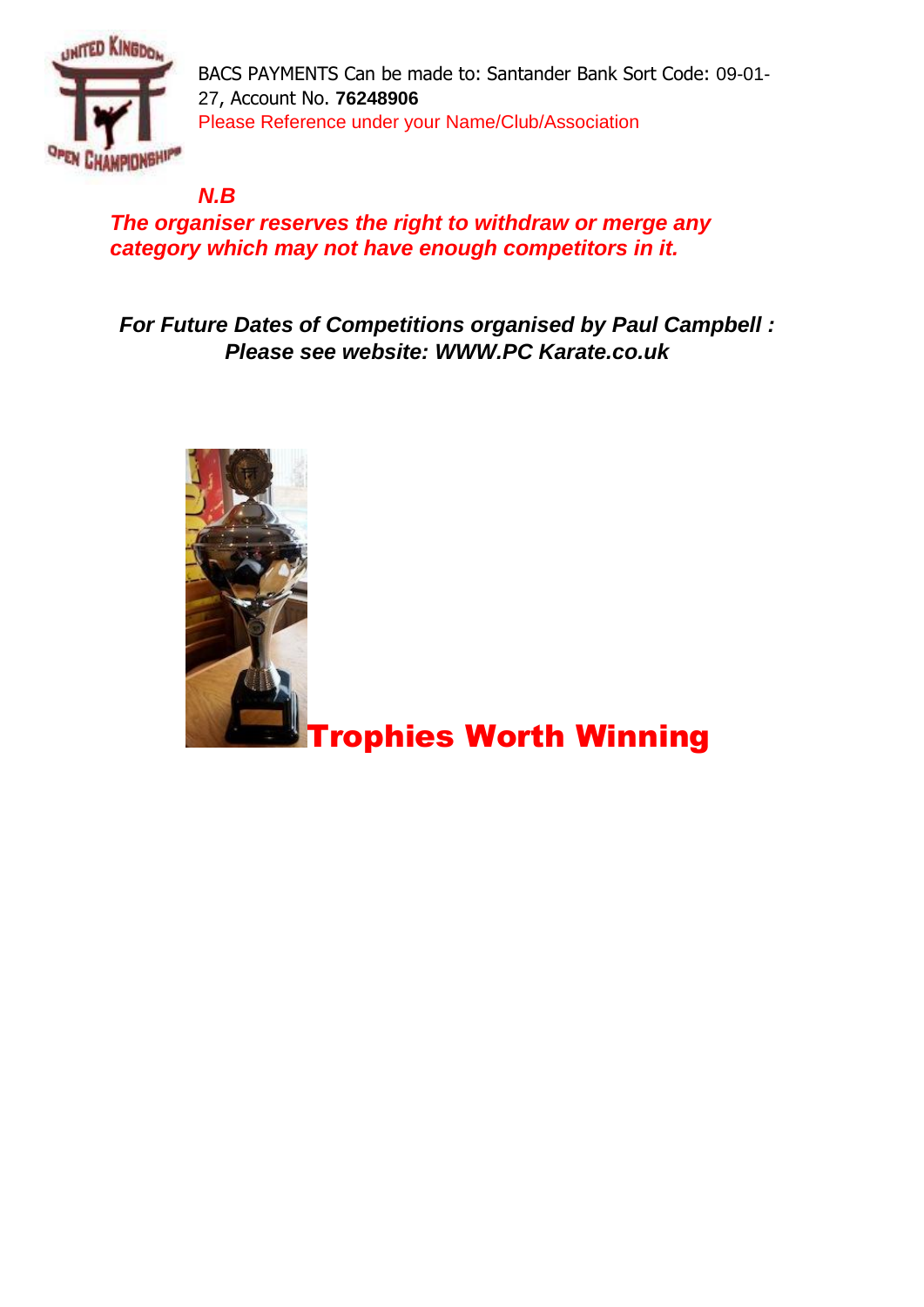BACS PAYMENTS Can be made to: Santander Bank Sort Code: 09-01-27, Account No. **76248906**

Please Reference under your Name/Club/Association

***N.B***

***The organiser reserves the right to withdraw or merge any category which may not have enough competitors in it.***

***For Future Dates of Competitions organised by Paul Campbell : Please see website: WWW.PC Karate.co.uk***

**Trophies Worth Winning**